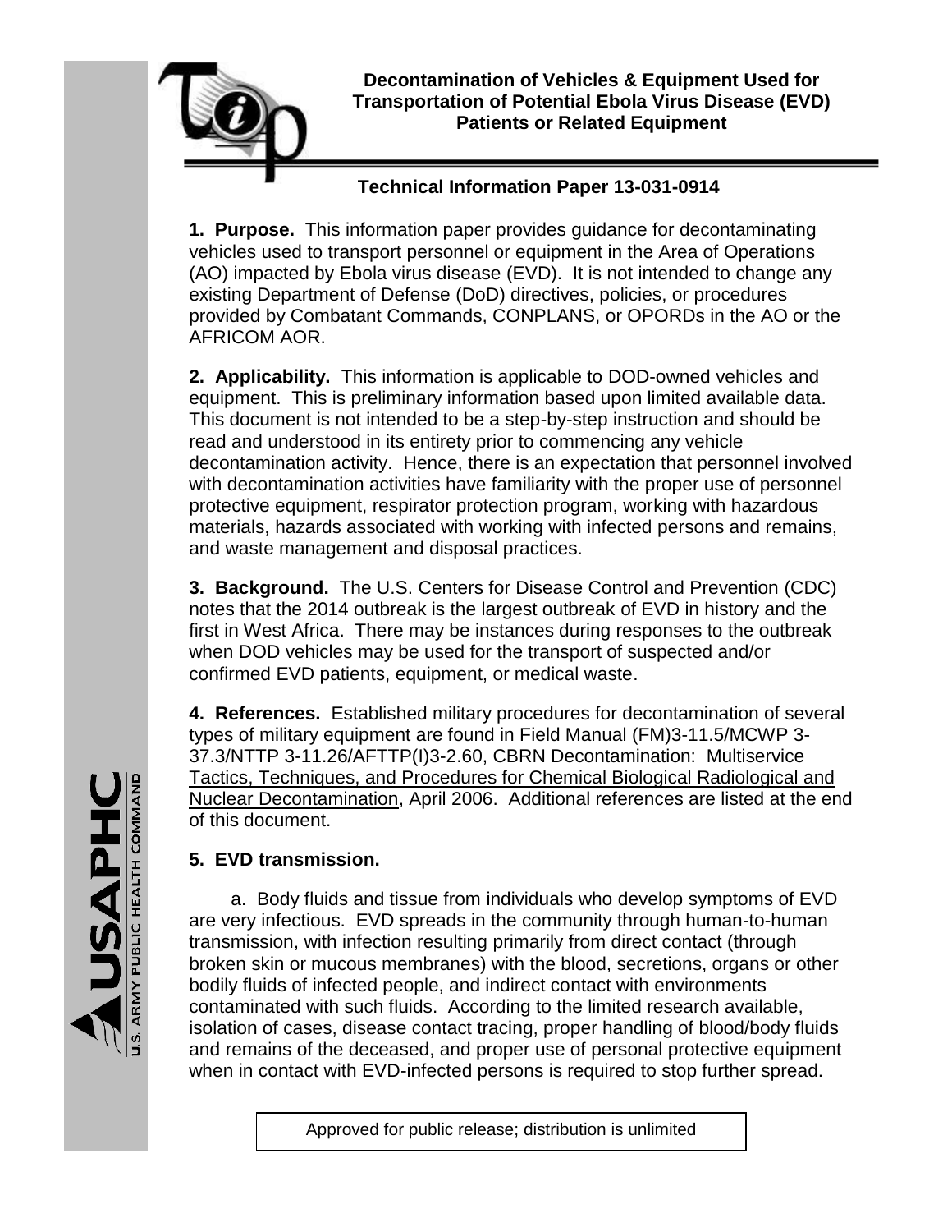# Decontamination of Vehicles & Equipment Used for Transportation of Potential Ebola Virus Disease (EVD) Patients or Related Equipment

## Technical Information Paper 13-031-0914

**1. Purpose.** This information paper provides guidance for decontaminating vehicles used to transport personnel or equipment in the Area of Operations (AO) impacted by Ebola virus disease (EVD). It is not intended to change any existing Department of Defense (DoD) directives, policies, or procedures provided by Combatant Commands, CONPLANS, or OPORDs in the AO or the AFRICOM AOR.

**2. Applicability.** This information is applicable to DOD-owned vehicles and equipment. This is preliminary information based upon limited available data. This document is not intended to be a step-by-step instruction and should be read and understood in its entirety prior to commencing any vehicle decontamination activity. Hence, there is an expectation that personnel involved with decontamination activities have familiarity with the proper use of personnel protective equipment, respirator protection program, working with hazardous materials, hazards associated with working with infected persons and remains, and waste management and disposal practices.

**3. Background.** The U.S. Centers for Disease Control and Prevention (CDC) notes that the 2014 outbreak is the largest outbreak of EVD in history and the first in West Africa. There may be instances during responses to the outbreak when DOD vehicles may be used for the transport of suspected and/or confirmed EVD patients, equipment, or medical waste.

**4. References.** Established military procedures for decontamination of several types of military equipment are found in Field Manual (FM)3-11.5/MCWP 3-37.3/NTTP 3-11.26/AFTTP(I)3-2.60, CBRN Decontamination: Multiservice Tactics, Techniques, and Procedures for Chemical Biological Radiological and Nuclear Decontamination, April 2006. Additional references are listed at the end of this document.

**5. EVD transmission.**

a. Body fluids and tissue from individuals who develop symptoms of EVD are very infectious. EVD spreads in the community through human-to-human transmission, with infection resulting primarily from direct contact (through broken skin or mucous membranes) with the blood, secretions, organs or other bodily fluids of infected people, and indirect contact with environments contaminated with such fluids. According to the limited research available, isolation of cases, disease contact tracing, proper handling of blood/body fluids and remains of the deceased, and proper use of personal protective equipment when in contact with EVD-infected persons is required to stop further spread.

Approved for public release; distribution is unlimited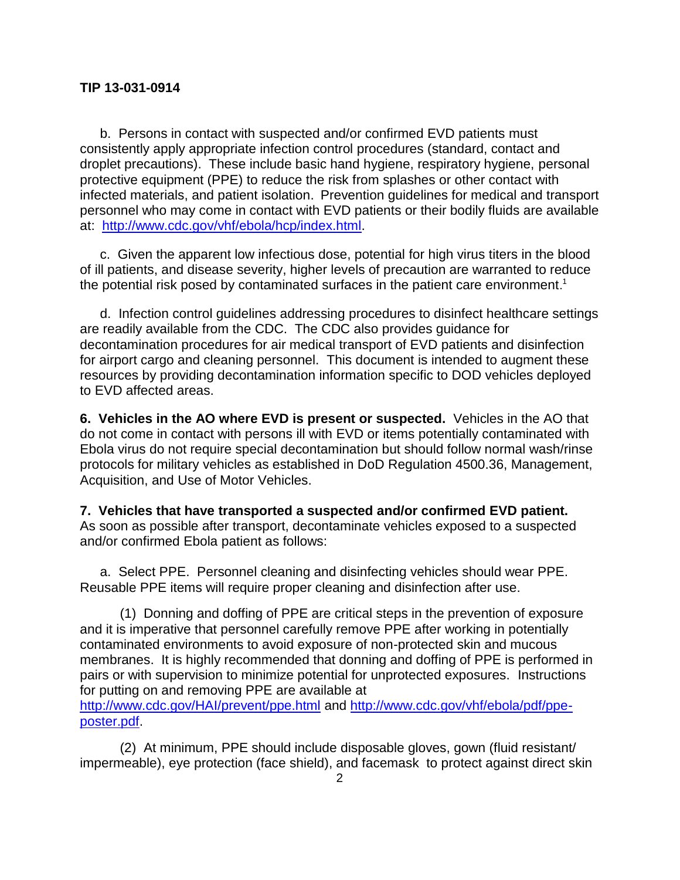b. Persons in contact with suspected and/or confirmed EVD patients must consistently apply appropriate infection control procedures (standard, contact and droplet precautions). These include basic hand hygiene, respiratory hygiene, personal protective equipment (PPE) to reduce the risk from splashes or other contact with infected materials, and patient isolation. Prevention guidelines for medical and transport personnel who may come in contact with EVD patients or their bodily fluids are available at: http://www.cdc.gov/vhf/ebola/hcp/index.html.

c. Given the apparent low infectious dose, potential for high virus titers in the blood of ill patients, and disease severity, higher levels of precaution are warranted to reduce the potential risk posed by contaminated surfaces in the patient care environment.[1]

d. Infection control guidelines addressing procedures to disinfect healthcare settings are readily available from the CDC. The CDC also provides guidance for decontamination procedures for air medical transport of EVD patients and disinfection for airport cargo and cleaning personnel. This document is intended to augment these resources by providing decontamination information specific to DOD vehicles deployed to EVD affected areas.

**6. Vehicles in the AO where EVD is present or suspected.** Vehicles in the AO that do not come in contact with persons ill with EVD or items potentially contaminated with Ebola virus do not require special decontamination but should follow normal wash/rinse protocols for military vehicles as established in DoD Regulation 4500.36, Management, Acquisition, and Use of Motor Vehicles.

**7. Vehicles that have transported a suspected and/or confirmed EVD patient.** As soon as possible after transport, decontaminate vehicles exposed to a suspected and/or confirmed Ebola patient as follows:

a. Select PPE. Personnel cleaning and disinfecting vehicles should wear PPE. Reusable PPE items will require proper cleaning and disinfection after use.

(1) Donning and doffing of PPE are critical steps in the prevention of exposure and it is imperative that personnel carefully remove PPE after working in potentially contaminated environments to avoid exposure of non-protected skin and mucous membranes. It is highly recommended that donning and doffing of PPE is performed in pairs or with supervision to minimize potential for unprotected exposures. Instructions for putting on and removing PPE are available at http://www.cdc.gov/HAI/prevent/ppe.html and http://www.cdc.gov/vhf/ebola/pdf/ppe-poster.pdf.

(2) At minimum, PPE should include disposable gloves, gown (fluid resistant/ impermeable), eye protection (face shield), and facemask to protect against direct skin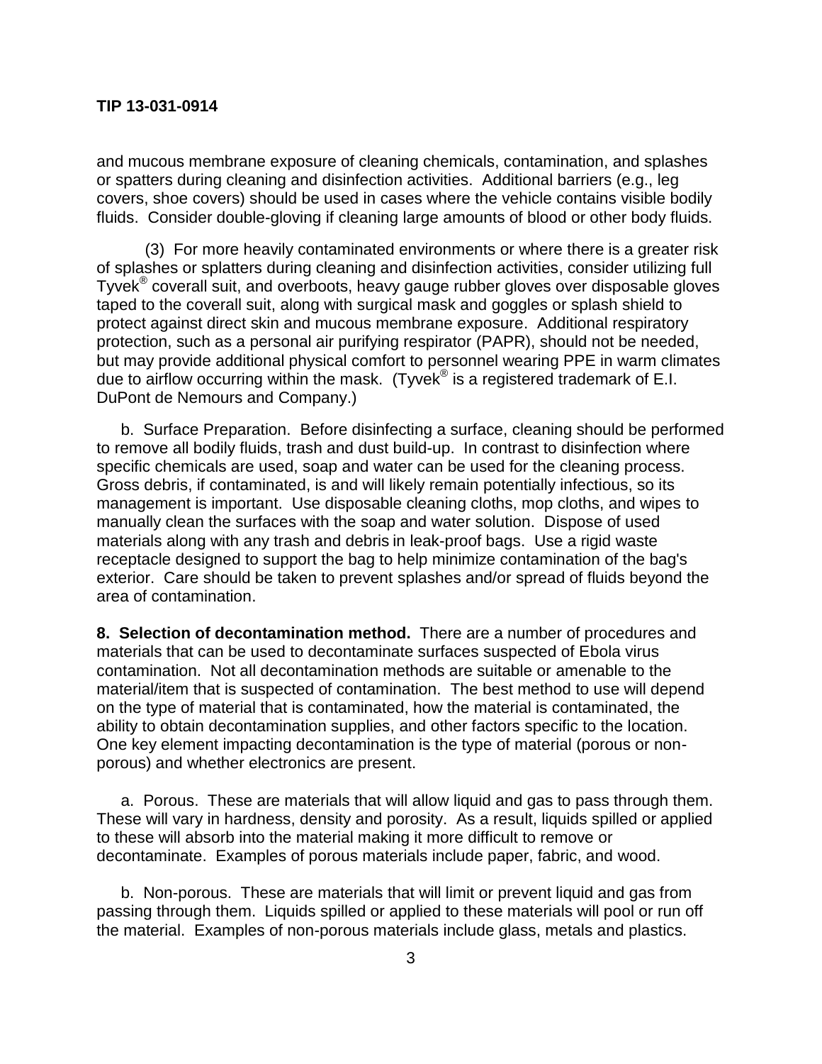and mucous membrane exposure of cleaning chemicals, contamination, and splashes or spatters during cleaning and disinfection activities. Additional barriers (e.g., leg covers, shoe covers) should be used in cases where the vehicle contains visible bodily fluids. Consider double-gloving if cleaning large amounts of blood or other body fluids.

(3) For more heavily contaminated environments or where there is a greater risk of splashes or splatters during cleaning and disinfection activities, consider utilizing full Tyvek® coverall suit, and overboots, heavy gauge rubber gloves over disposable gloves taped to the coverall suit, along with surgical mask and goggles or splash shield to protect against direct skin and mucous membrane exposure. Additional respiratory protection, such as a personal air purifying respirator (PAPR), should not be needed, but may provide additional physical comfort to personnel wearing PPE in warm climates due to airflow occurring within the mask. (Tyvek® is a registered trademark of E.I. DuPont de Nemours and Company.)

b. Surface Preparation. Before disinfecting a surface, cleaning should be performed to remove all bodily fluids, trash and dust build-up. In contrast to disinfection where specific chemicals are used, soap and water can be used for the cleaning process. Gross debris, if contaminated, is and will likely remain potentially infectious, so its management is important. Use disposable cleaning cloths, mop cloths, and wipes to manually clean the surfaces with the soap and water solution. Dispose of used materials along with any trash and debris in leak-proof bags. Use a rigid waste receptacle designed to support the bag to help minimize contamination of the bag's exterior. Care should be taken to prevent splashes and/or spread of fluids beyond the area of contamination.

**8. Selection of decontamination method.** There are a number of procedures and materials that can be used to decontaminate surfaces suspected of Ebola virus contamination. Not all decontamination methods are suitable or amenable to the material/item that is suspected of contamination. The best method to use will depend on the type of material that is contaminated, how the material is contaminated, the ability to obtain decontamination supplies, and other factors specific to the location. One key element impacting decontamination is the type of material (porous or non-porous) and whether electronics are present.

a. Porous. These are materials that will allow liquid and gas to pass through them. These will vary in hardness, density and porosity. As a result, liquids spilled or applied to these will absorb into the material making it more difficult to remove or decontaminate. Examples of porous materials include paper, fabric, and wood.

b. Non-porous. These are materials that will limit or prevent liquid and gas from passing through them. Liquids spilled or applied to these materials will pool or run off the material. Examples of non-porous materials include glass, metals and plastics.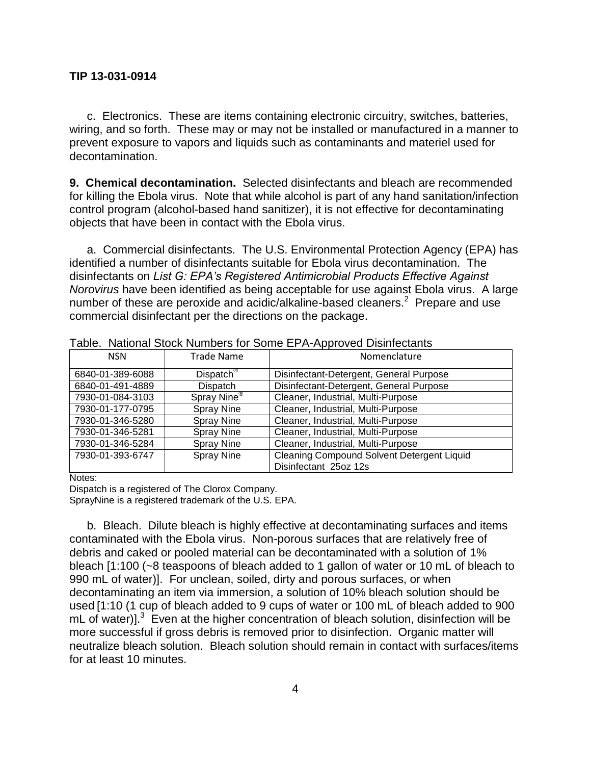c. Electronics. These are items containing electronic circuitry, switches, batteries, wiring, and so forth. These may or may not be installed or manufactured in a manner to prevent exposure to vapors and liquids such as contaminants and materiel used for decontamination.

**9. Chemical decontamination.** Selected disinfectants and bleach are recommended for killing the Ebola virus. Note that while alcohol is part of any hand sanitation/infection control program (alcohol-based hand sanitizer), it is not effective for decontaminating objects that have been in contact with the Ebola virus.

a. Commercial disinfectants. The U.S. Environmental Protection Agency (EPA) has identified a number of disinfectants suitable for Ebola virus decontamination. The disinfectants on *List G: EPA's Registered Antimicrobial Products Effective Against Norovirus* have been identified as being acceptable for use against Ebola virus. A large number of these are peroxide and acidic/alkaline-based cleaners.[2] Prepare and use commercial disinfectant per the directions on the package.

Table. National Stock Numbers for Some EPA-Approved Disinfectants

| NSN | Trade Name | Nomenclature |
|---|---|---|
| 6840-01-389-6088 | Dispatch® | Disinfectant-Detergent, General Purpose |
| 6840-01-491-4889 | Dispatch | Disinfectant-Detergent, General Purpose |
| 7930-01-084-3103 | Spray Nine® | Cleaner, Industrial, Multi-Purpose |
| 7930-01-177-0795 | Spray Nine | Cleaner, Industrial, Multi-Purpose |
| 7930-01-346-5280 | Spray Nine | Cleaner, Industrial, Multi-Purpose |
| 7930-01-346-5281 | Spray Nine | Cleaner, Industrial, Multi-Purpose |
| 7930-01-346-5284 | Spray Nine | Cleaner, Industrial, Multi-Purpose |
| 7930-01-393-6747 | Spray Nine | Cleaning Compound Solvent Detergent Liquid Disinfectant 25oz 12s |

Notes:
Dispatch is a registered of The Clorox Company.
SprayNine is a registered trademark of the U.S. EPA.

b. Bleach. Dilute bleach is highly effective at decontaminating surfaces and items contaminated with the Ebola virus. Non-porous surfaces that are relatively free of debris and caked or pooled material can be decontaminated with a solution of 1% bleach [1:100 (~8 teaspoons of bleach added to 1 gallon of water or 10 mL of bleach to 990 mL of water)]. For unclean, soiled, dirty and porous surfaces, or when decontaminating an item via immersion, a solution of 10% bleach solution should be used [1:10 (1 cup of bleach added to 9 cups of water or 100 mL of bleach added to 900 mL of water)].[3] Even at the higher concentration of bleach solution, disinfection will be more successful if gross debris is removed prior to disinfection. Organic matter will neutralize bleach solution. Bleach solution should remain in contact with surfaces/items for at least 10 minutes.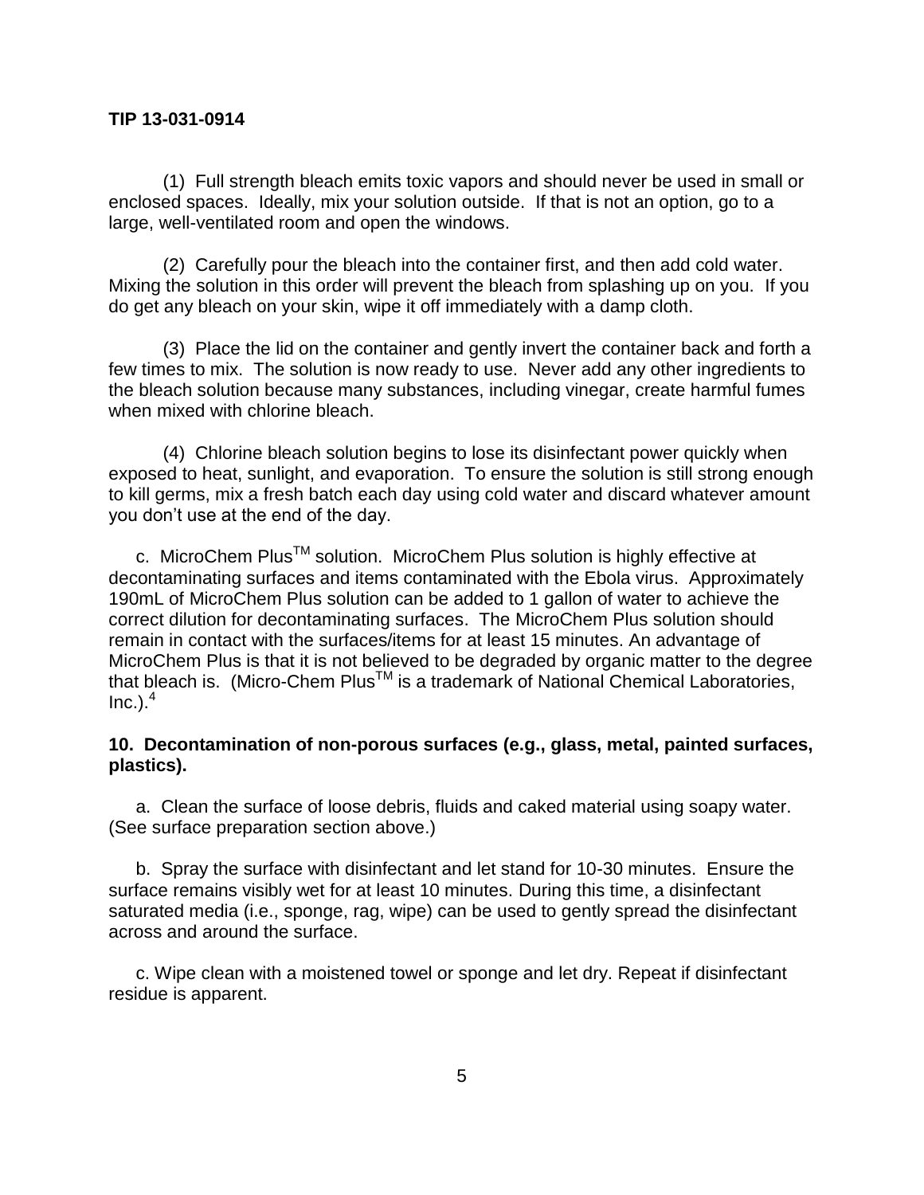(1) Full strength bleach emits toxic vapors and should never be used in small or enclosed spaces. Ideally, mix your solution outside. If that is not an option, go to a large, well-ventilated room and open the windows.

(2) Carefully pour the bleach into the container first, and then add cold water. Mixing the solution in this order will prevent the bleach from splashing up on you. If you do get any bleach on your skin, wipe it off immediately with a damp cloth.

(3) Place the lid on the container and gently invert the container back and forth a few times to mix. The solution is now ready to use. Never add any other ingredients to the bleach solution because many substances, including vinegar, create harmful fumes when mixed with chlorine bleach.

(4) Chlorine bleach solution begins to lose its disinfectant power quickly when exposed to heat, sunlight, and evaporation. To ensure the solution is still strong enough to kill germs, mix a fresh batch each day using cold water and discard whatever amount you don't use at the end of the day.

c. MicroChem Plus™ solution. MicroChem Plus solution is highly effective at decontaminating surfaces and items contaminated with the Ebola virus. Approximately 190mL of MicroChem Plus solution can be added to 1 gallon of water to achieve the correct dilution for decontaminating surfaces. The MicroChem Plus solution should remain in contact with the surfaces/items for at least 15 minutes. An advantage of MicroChem Plus is that it is not believed to be degraded by organic matter to the degree that bleach is. (Micro-Chem Plus™ is a trademark of National Chemical Laboratories, Inc.).[4]

**10. Decontamination of non-porous surfaces (e.g., glass, metal, painted surfaces, plastics).**

a. Clean the surface of loose debris, fluids and caked material using soapy water. (See surface preparation section above.)

b. Spray the surface with disinfectant and let stand for 10-30 minutes. Ensure the surface remains visibly wet for at least 10 minutes. During this time, a disinfectant saturated media (i.e., sponge, rag, wipe) can be used to gently spread the disinfectant across and around the surface.

c. Wipe clean with a moistened towel or sponge and let dry. Repeat if disinfectant residue is apparent.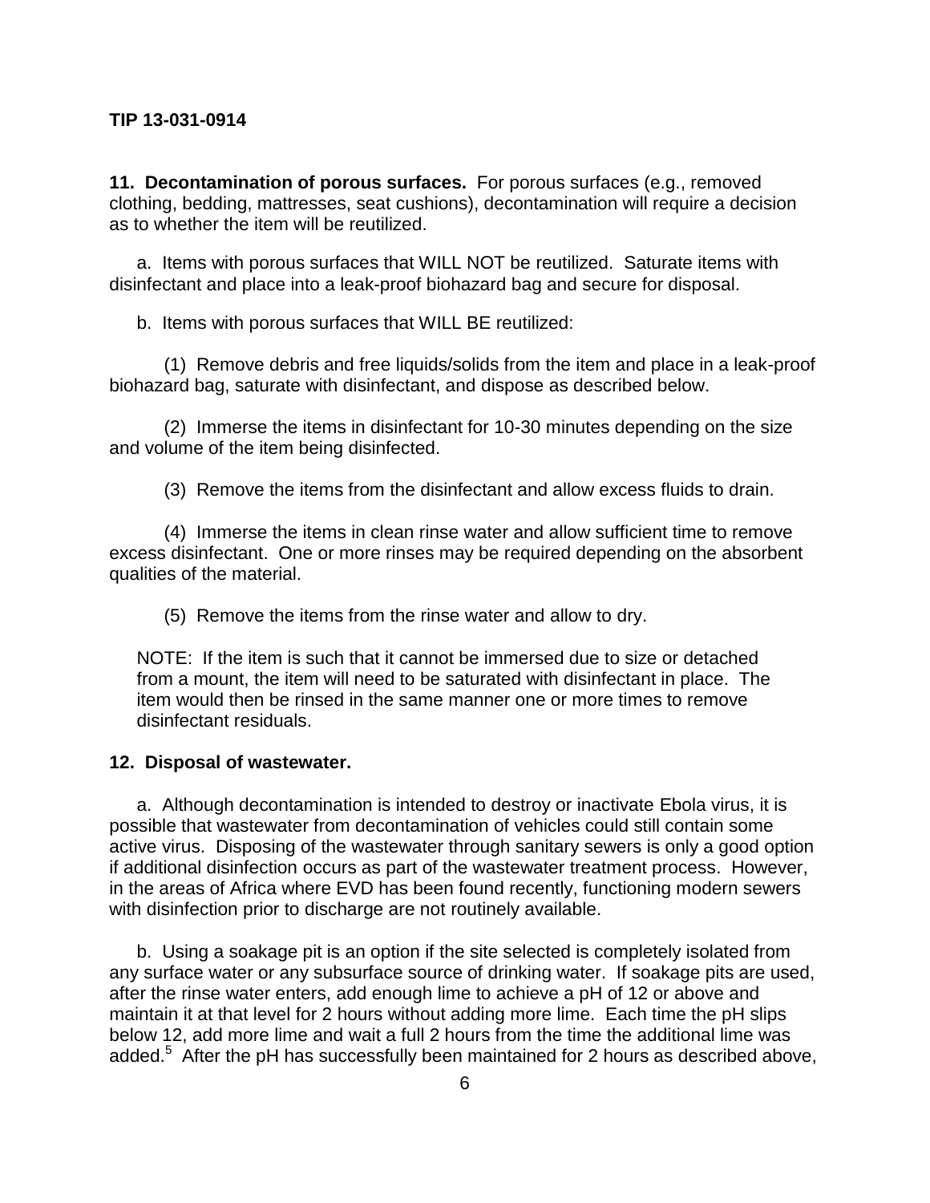**11. Decontamination of porous surfaces.** For porous surfaces (e.g., removed clothing, bedding, mattresses, seat cushions), decontamination will require a decision as to whether the item will be reutilized.

a. Items with porous surfaces that WILL NOT be reutilized. Saturate items with disinfectant and place into a leak-proof biohazard bag and secure for disposal.

b. Items with porous surfaces that WILL BE reutilized:

(1) Remove debris and free liquids/solids from the item and place in a leak-proof biohazard bag, saturate with disinfectant, and dispose as described below.

(2) Immerse the items in disinfectant for 10-30 minutes depending on the size and volume of the item being disinfected.

(3) Remove the items from the disinfectant and allow excess fluids to drain.

(4) Immerse the items in clean rinse water and allow sufficient time to remove excess disinfectant. One or more rinses may be required depending on the absorbent qualities of the material.

(5) Remove the items from the rinse water and allow to dry.

NOTE: If the item is such that it cannot be immersed due to size or detached from a mount, the item will need to be saturated with disinfectant in place. The item would then be rinsed in the same manner one or more times to remove disinfectant residuals.

**12. Disposal of wastewater.**

a. Although decontamination is intended to destroy or inactivate Ebola virus, it is possible that wastewater from decontamination of vehicles could still contain some active virus. Disposing of the wastewater through sanitary sewers is only a good option if additional disinfection occurs as part of the wastewater treatment process. However, in the areas of Africa where EVD has been found recently, functioning modern sewers with disinfection prior to discharge are not routinely available.

b. Using a soakage pit is an option if the site selected is completely isolated from any surface water or any subsurface source of drinking water. If soakage pits are used, after the rinse water enters, add enough lime to achieve a pH of 12 or above and maintain it at that level for 2 hours without adding more lime. Each time the pH slips below 12, add more lime and wait a full 2 hours from the time the additional lime was added.[5] After the pH has successfully been maintained for 2 hours as described above,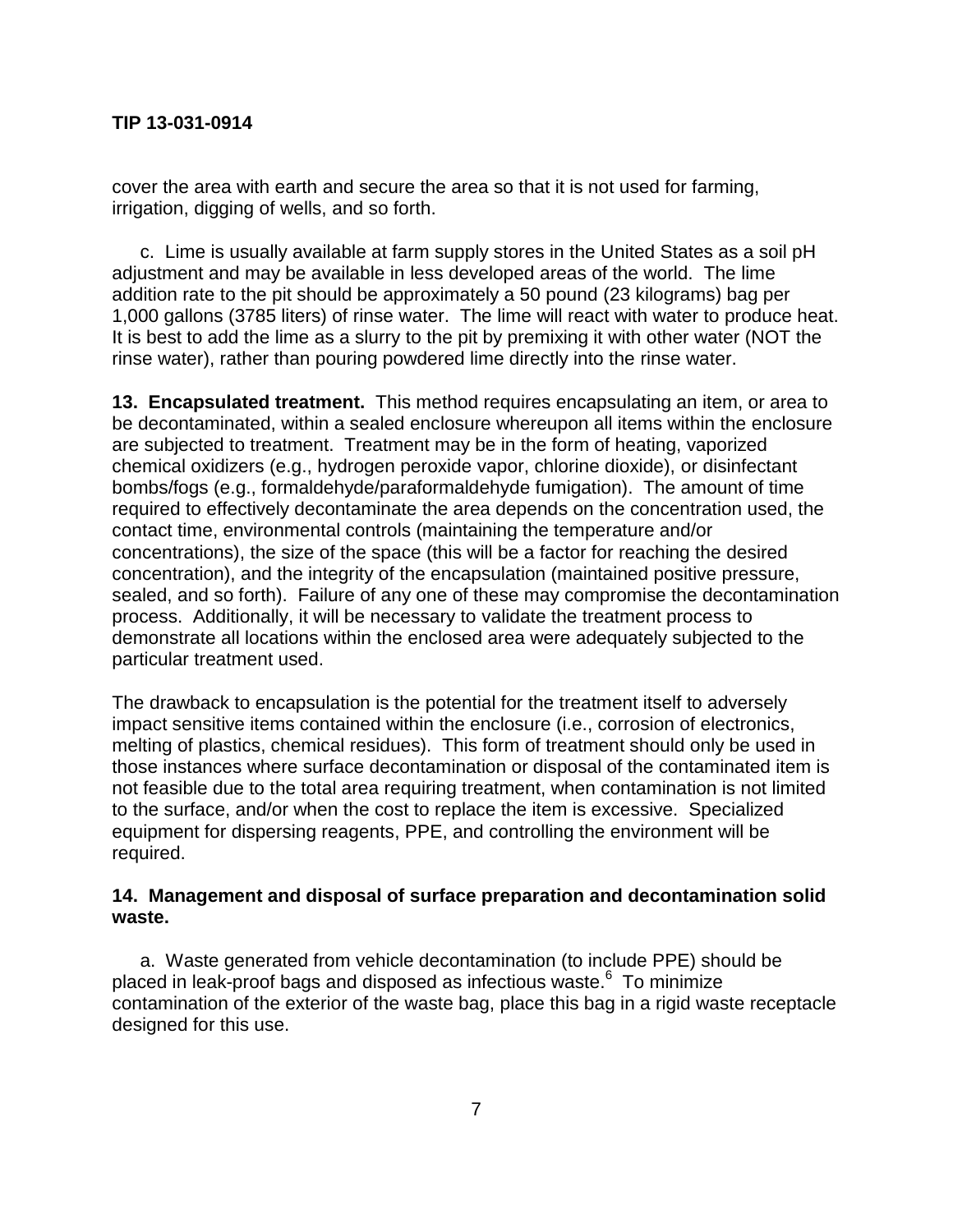cover the area with earth and secure the area so that it is not used for farming, irrigation, digging of wells, and so forth.

c. Lime is usually available at farm supply stores in the United States as a soil pH adjustment and may be available in less developed areas of the world. The lime addition rate to the pit should be approximately a 50 pound (23 kilograms) bag per 1,000 gallons (3785 liters) of rinse water. The lime will react with water to produce heat. It is best to add the lime as a slurry to the pit by premixing it with other water (NOT the rinse water), rather than pouring powdered lime directly into the rinse water.

**13. Encapsulated treatment.** This method requires encapsulating an item, or area to be decontaminated, within a sealed enclosure whereupon all items within the enclosure are subjected to treatment. Treatment may be in the form of heating, vaporized chemical oxidizers (e.g., hydrogen peroxide vapor, chlorine dioxide), or disinfectant bombs/fogs (e.g., formaldehyde/paraformaldehyde fumigation). The amount of time required to effectively decontaminate the area depends on the concentration used, the contact time, environmental controls (maintaining the temperature and/or concentrations), the size of the space (this will be a factor for reaching the desired concentration), and the integrity of the encapsulation (maintained positive pressure, sealed, and so forth). Failure of any one of these may compromise the decontamination process. Additionally, it will be necessary to validate the treatment process to demonstrate all locations within the enclosed area were adequately subjected to the particular treatment used.

The drawback to encapsulation is the potential for the treatment itself to adversely impact sensitive items contained within the enclosure (i.e., corrosion of electronics, melting of plastics, chemical residues). This form of treatment should only be used in those instances where surface decontamination or disposal of the contaminated item is not feasible due to the total area requiring treatment, when contamination is not limited to the surface, and/or when the cost to replace the item is excessive. Specialized equipment for dispersing reagents, PPE, and controlling the environment will be required.

**14. Management and disposal of surface preparation and decontamination solid waste.**

a. Waste generated from vehicle decontamination (to include PPE) should be placed in leak-proof bags and disposed as infectious waste.[6] To minimize contamination of the exterior of the waste bag, place this bag in a rigid waste receptacle designed for this use.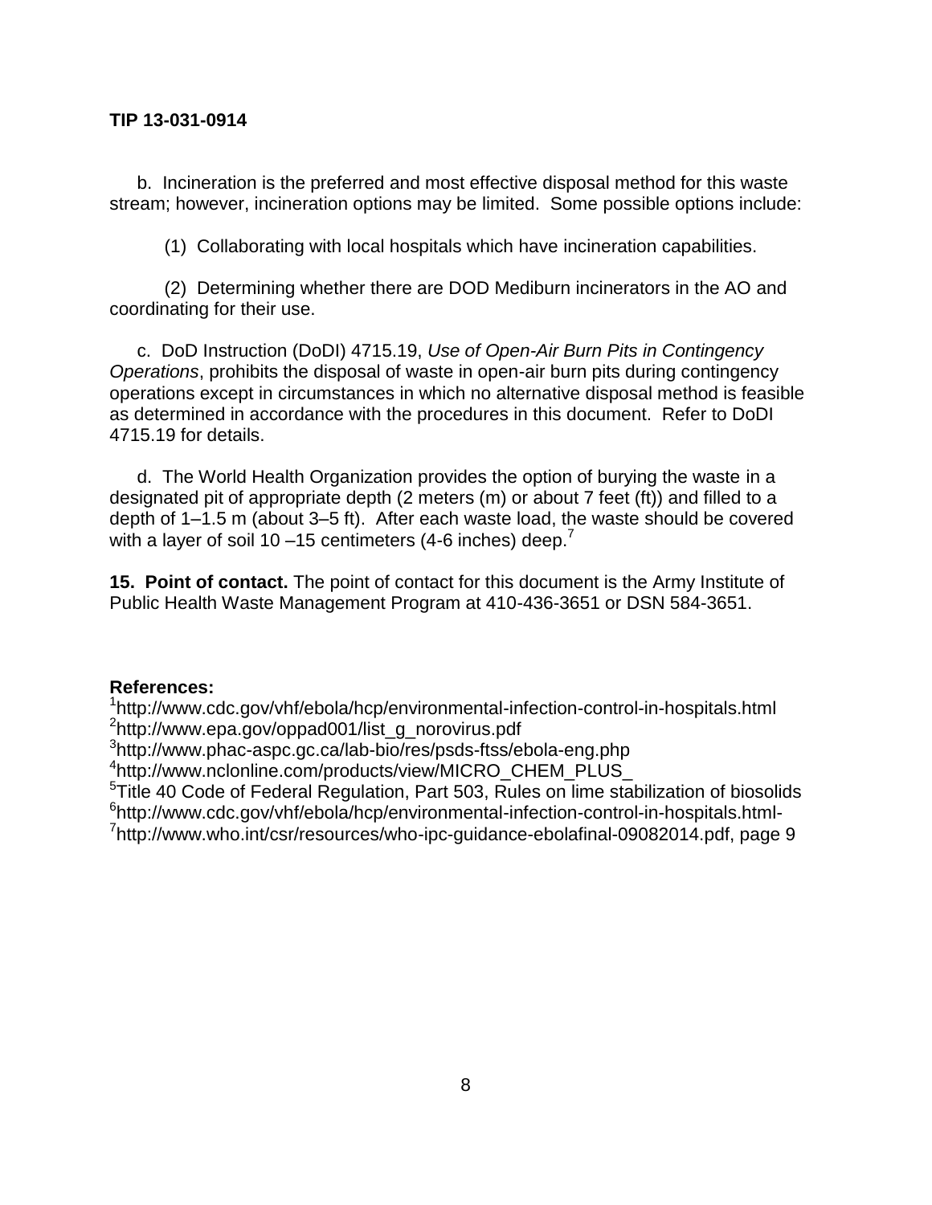b. Incineration is the preferred and most effective disposal method for this waste stream; however, incineration options may be limited. Some possible options include:

(1) Collaborating with local hospitals which have incineration capabilities.

(2) Determining whether there are DOD Mediburn incinerators in the AO and coordinating for their use.

c. DoD Instruction (DoDI) 4715.19, *Use of Open-Air Burn Pits in Contingency Operations*, prohibits the disposal of waste in open-air burn pits during contingency operations except in circumstances in which no alternative disposal method is feasible as determined in accordance with the procedures in this document. Refer to DoDI 4715.19 for details.

d. The World Health Organization provides the option of burying the waste in a designated pit of appropriate depth (2 meters (m) or about 7 feet (ft)) and filled to a depth of 1–1.5 m (about 3–5 ft). After each waste load, the waste should be covered with a layer of soil 10 –15 centimeters (4-6 inches) deep.[7]

**15. Point of contact.** The point of contact for this document is the Army Institute of Public Health Waste Management Program at 410-436-3651 or DSN 584-3651.

**References:**

[1]http://www.cdc.gov/vhf/ebola/hcp/environmental-infection-control-in-hospitals.html
[2]http://www.epa.gov/oppad001/list_g_norovirus.pdf
[3]http://www.phac-aspc.gc.ca/lab-bio/res/psds-ftss/ebola-eng.php
[4]http://www.nclonline.com/products/view/MICRO_CHEM_PLUS_
[5]Title 40 Code of Federal Regulation, Part 503, Rules on lime stabilization of biosolids
[6]http://www.cdc.gov/vhf/ebola/hcp/environmental-infection-control-in-hospitals.html-
[7]http://www.who.int/csr/resources/who-ipc-guidance-ebolafinal-09082014.pdf, page 9